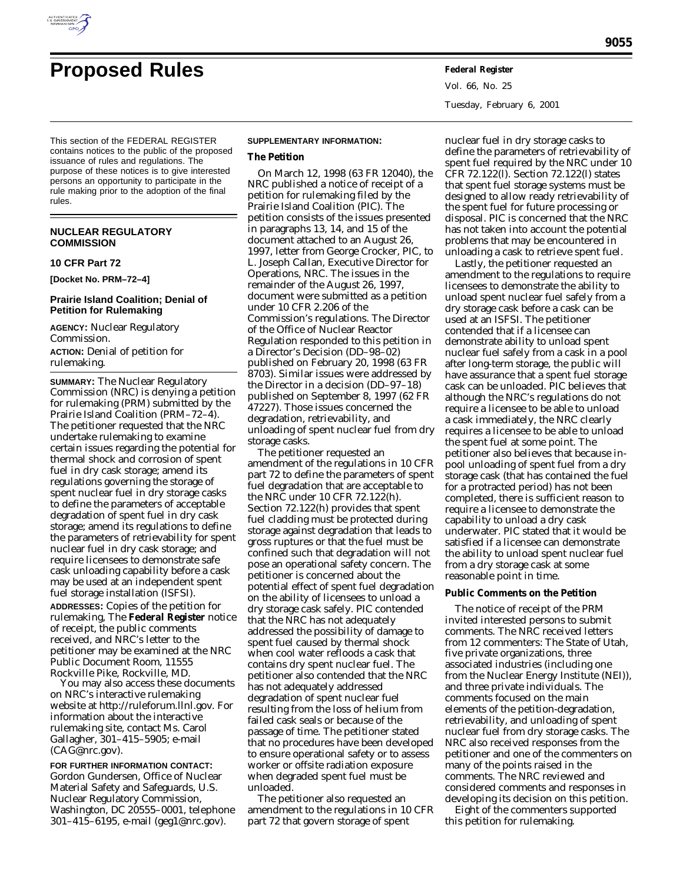# Proposed Rules

This section of the FEDERAL REGISTER contains notices to the public of the proposed issuance of rules and regulations. The purpose of these notices is to give interested persons an opportunity to participate in the rule making prior to the adoption of the final rules.

## NUCLEAR REGULATORY COMMISSION

### 10 CFR Part 72

**[Docket No. PRM–72–4]**

### Prairie Island Coalition; Denial of Petition for Rulemaking

**AGENCY:** Nuclear Regulatory Commission.

**ACTION:** Denial of petition for rulemaking.

**SUMMARY:** The Nuclear Regulatory Commission (NRC) is denying a petition for rulemaking (PRM) submitted by the Prairie Island Coalition (PRM–72–4). The petitioner requested that the NRC undertake rulemaking to examine certain issues regarding the potential for thermal shock and corrosion of spent fuel in dry cask storage; amend its regulations governing the storage of spent nuclear fuel in dry storage casks to define the parameters of acceptable degradation of spent fuel in dry cask storage; amend its regulations to define the parameters of retrievability for spent nuclear fuel in dry cask storage; and require licensees to demonstrate safe cask unloading capability before a cask may be used at an independent spent fuel storage installation (ISFSI).

**ADDRESSES:** Copies of the petition for rulemaking, The **Federal Register** notice of receipt, the public comments received, and NRC's letter to the petitioner may be examined at the NRC Public Document Room, 11555 Rockville Pike, Rockville, MD.

You may also access these documents on NRC's interactive rulemaking website at http://ruleforum.llnl.gov. For information about the interactive rulemaking site, contact Ms. Carol Gallagher, 301–415–5905; e-mail (CAG@nrc.gov).

**FOR FURTHER INFORMATION CONTACT:** Gordon Gundersen, Office of Nuclear Material Safety and Safeguards, U.S. Nuclear Regulatory Commission, Washington, DC 20555–0001, telephone 301–415–6195, e-mail (geg1@nrc.gov).

**SUPPLEMENTARY INFORMATION:**

#### The Petition

On March 12, 1998 (63 FR 12040), the NRC published a notice of receipt of a petition for rulemaking filed by the Prairie Island Coalition (PIC). The petition consists of the issues presented in paragraphs 13, 14, and 15 of the document attached to an August 26, 1997, letter from George Crocker, PIC, to L. Joseph Callan, Executive Director for Operations, NRC. The issues in the remainder of the August 26, 1997, document were submitted as a petition under 10 CFR 2.206 of the Commission's regulations. The Director of the Office of Nuclear Reactor Regulation responded to this petition in a Director's Decision (DD–98–02) published on February 20, 1998 (63 FR 8703). Similar issues were addressed by the Director in a decision (DD–97–18) published on September 8, 1997 (62 FR 47227). Those issues concerned the degradation, retrievability, and unloading of spent nuclear fuel from dry storage casks.

The petitioner requested an amendment of the regulations in 10 CFR part 72 to define the parameters of spent fuel degradation that are acceptable to the NRC under 10 CFR 72.122(h). Section 72.122(h) provides that spent fuel cladding must be protected during storage against degradation that leads to gross ruptures or that the fuel must be confined such that degradation will not pose an operational safety concern. The petitioner is concerned about the potential effect of spent fuel degradation on the ability of licensees to unload a dry storage cask safely. PIC contended that the NRC has not adequately addressed the possibility of damage to spent fuel caused by thermal shock when cool water refloods a cask that contains dry spent nuclear fuel. The petitioner also contended that the NRC has not adequately addressed degradation of spent nuclear fuel resulting from the loss of helium from failed cask seals or because of the passage of time. The petitioner stated that no procedures have been developed to ensure operational safety or to assess worker or offsite radiation exposure when degraded spent fuel must be unloaded.

The petitioner also requested an amendment to the regulations in 10 CFR part 72 that govern storage of spent nuclear fuel in dry storage casks to define the parameters of retrievability of spent fuel required by the NRC under 10 CFR 72.122(l). Section 72.122(l) states that spent fuel storage systems must be designed to allow ready retrievability of the spent fuel for future processing or disposal. PIC is concerned that the NRC has not taken into account the potential problems that may be encountered in unloading a cask to retrieve spent fuel.

Lastly, the petitioner requested an amendment to the regulations to require licensees to demonstrate the ability to unload spent nuclear fuel safely from a dry storage cask before a cask can be used at an ISFSI. The petitioner contended that if a licensee can demonstrate ability to unload spent nuclear fuel safely from a cask in a pool after long-term storage, the public will have assurance that a spent fuel storage cask can be unloaded. PIC believes that although the NRC's regulations do not require a licensee to be able to unload a cask immediately, the NRC clearly requires a licensee to be able to unload the spent fuel at some point. The petitioner also believes that because in-pool unloading of spent fuel from a dry storage cask (that has contained the fuel for a protracted period) has not been completed, there is sufficient reason to require a licensee to demonstrate the capability to unload a dry cask underwater. PIC stated that it would be satisfied if a licensee can demonstrate the ability to unload spent nuclear fuel from a dry storage cask at some reasonable point in time.

#### Public Comments on the Petition

The notice of receipt of the PRM invited interested persons to submit comments. The NRC received letters from 12 commenters: The State of Utah, five private organizations, three associated industries (including one from the Nuclear Energy Institute (NEI)), and three private individuals. The comments focused on the main elements of the petition-degradation, retrievability, and unloading of spent nuclear fuel from dry storage casks. The NRC also received responses from the petitioner and one of the commenters on many of the points raised in the comments. The NRC reviewed and considered comments and responses in developing its decision on this petition.

Eight of the commenters supported this petition for rulemaking.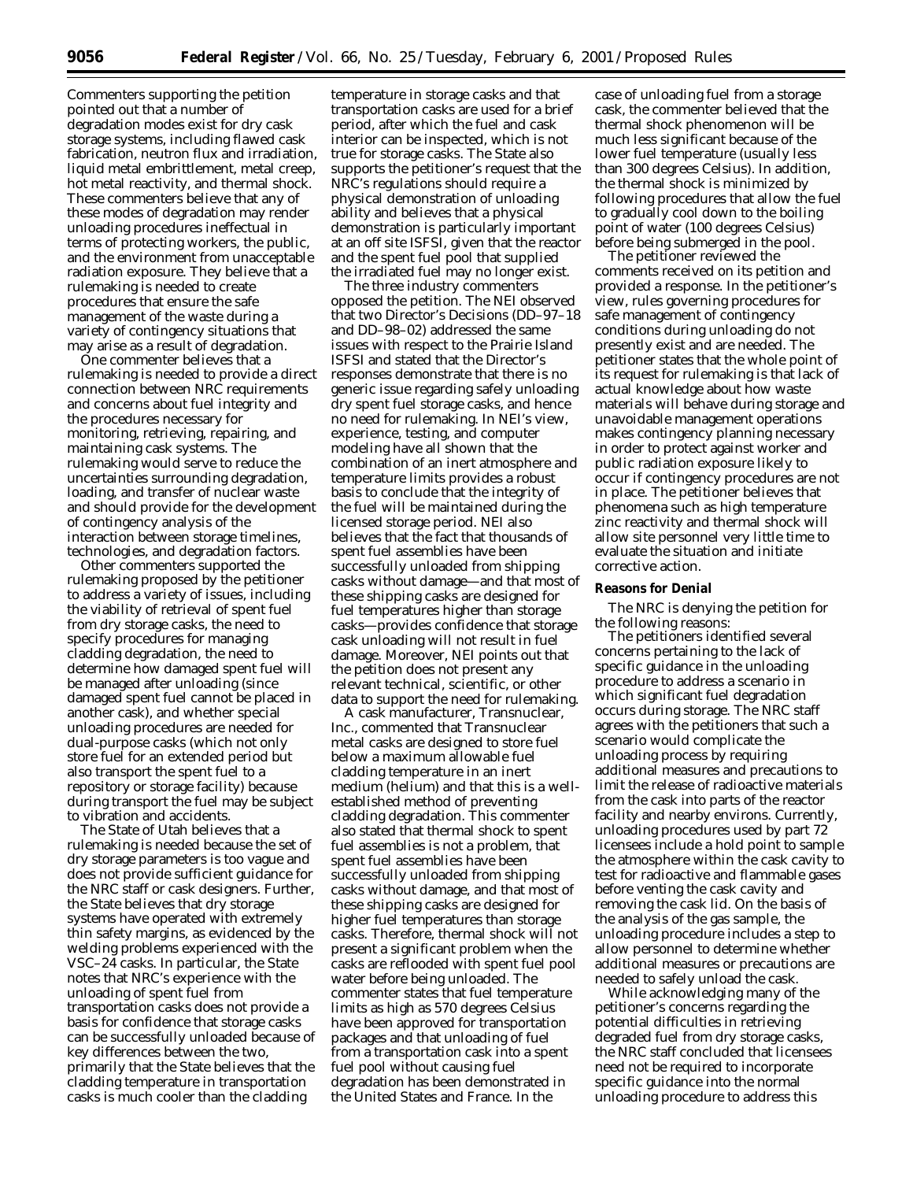Commenters supporting the petition pointed out that a number of degradation modes exist for dry cask storage systems, including flawed cask fabrication, neutron flux and irradiation, liquid metal embrittlement, metal creep, hot metal reactivity, and thermal shock. These commenters believe that any of these modes of degradation may render unloading procedures ineffectual in terms of protecting workers, the public, and the environment from unacceptable radiation exposure. They believe that a rulemaking is needed to create procedures that ensure the safe management of the waste during a variety of contingency situations that may arise as a result of degradation.

One commenter believes that a rulemaking is needed to provide a direct connection between NRC requirements and concerns about fuel integrity and the procedures necessary for monitoring, retrieving, repairing, and maintaining cask systems. The rulemaking would serve to reduce the uncertainties surrounding degradation, loading, and transfer of nuclear waste and should provide for the development of contingency analysis of the interaction between storage timelines, technologies, and degradation factors.

Other commenters supported the rulemaking proposed by the petitioner to address a variety of issues, including the viability of retrieval of spent fuel from dry storage casks, the need to specify procedures for managing cladding degradation, the need to determine how damaged spent fuel will be managed after unloading (since damaged spent fuel cannot be placed in another cask), and whether special unloading procedures are needed for dual-purpose casks (which not only store fuel for an extended period but also transport the spent fuel to a repository or storage facility) because during transport the fuel may be subject to vibration and accidents.

The State of Utah believes that a rulemaking is needed because the set of dry storage parameters is too vague and does not provide sufficient guidance for the NRC staff or cask designers. Further, the State believes that dry storage systems have operated with extremely thin safety margins, as evidenced by the welding problems experienced with the VSC–24 casks. In particular, the State notes that NRC's experience with the unloading of spent fuel from transportation casks does not provide a basis for confidence that storage casks can be successfully unloaded because of key differences between the two, primarily that the State believes that the cladding temperature in transportation casks is much cooler than the cladding temperature in storage casks and that transportation casks are used for a brief period, after which the fuel and cask interior can be inspected, which is not true for storage casks. The State also supports the petitioner's request that the NRC's regulations should require a physical demonstration of unloading ability and believes that a physical demonstration is particularly important at an off site ISFSI, given that the reactor and the spent fuel pool that supplied the irradiated fuel may no longer exist.

The three industry commenters opposed the petition. The NEI observed that two Director's Decisions (DD–97–18 and DD–98–02) addressed the same issues with respect to the Prairie Island ISFSI and stated that the Director's responses demonstrate that there is no generic issue regarding safely unloading dry spent fuel storage casks, and hence no need for rulemaking. In NEI's view, experience, testing, and computer modeling have all shown that the combination of an inert atmosphere and temperature limits provides a robust basis to conclude that the integrity of the fuel will be maintained during the licensed storage period. NEI also believes that the fact that thousands of spent fuel assemblies have been successfully unloaded from shipping casks without damage—and that most of these shipping casks are designed for fuel temperatures higher than storage casks—provides confidence that storage cask unloading will not result in fuel damage. Moreover, NEI points out that the petition does not present any relevant technical, scientific, or other data to support the need for rulemaking.

A cask manufacturer, Transnuclear, Inc., commented that Transnuclear metal casks are designed to store fuel below a maximum allowable fuel cladding temperature in an inert medium (helium) and that this is a well-established method of preventing cladding degradation. This commenter also stated that thermal shock to spent fuel assemblies is not a problem, that spent fuel assemblies have been successfully unloaded from shipping casks without damage, and that most of these shipping casks are designed for higher fuel temperatures than storage casks. Therefore, thermal shock will not present a significant problem when the casks are reflooded with spent fuel pool water before being unloaded. The commenter states that fuel temperature limits as high as 570 degrees Celsius have been approved for transportation packages and that unloading of fuel from a transportation cask into a spent fuel pool without causing fuel degradation has been demonstrated in the United States and France. In the case of unloading fuel from a storage cask, the commenter believed that the thermal shock phenomenon will be much less significant because of the lower fuel temperature (usually less than 300 degrees Celsius). In addition, the thermal shock is minimized by following procedures that allow the fuel to gradually cool down to the boiling point of water (100 degrees Celsius) before being submerged in the pool.

The petitioner reviewed the comments received on its petition and provided a response. In the petitioner's view, rules governing procedures for safe management of contingency conditions during unloading do not presently exist and are needed. The petitioner states that the whole point of its request for rulemaking is that lack of actual knowledge about how waste materials will behave during storage and unavoidable management operations makes contingency planning necessary in order to protect against worker and public radiation exposure likely to occur if contingency procedures are not in place. The petitioner believes that phenomena such as high temperature zinc reactivity and thermal shock will allow site personnel very little time to evaluate the situation and initiate corrective action.

**Reasons for Denial**

The NRC is denying the petition for the following reasons:

The petitioners identified several concerns pertaining to the lack of specific guidance in the unloading procedure to address a scenario in which significant fuel degradation occurs during storage. The NRC staff agrees with the petitioners that such a scenario would complicate the unloading process by requiring additional measures and precautions to limit the release of radioactive materials from the cask into parts of the reactor facility and nearby environs. Currently, unloading procedures used by part 72 licensees include a hold point to sample the atmosphere within the cask cavity to test for radioactive and flammable gases before venting the cask cavity and removing the cask lid. On the basis of the analysis of the gas sample, the unloading procedure includes a step to allow personnel to determine whether additional measures or precautions are needed to safely unload the cask.

While acknowledging many of the petitioner's concerns regarding the potential difficulties in retrieving degraded fuel from dry storage casks, the NRC staff concluded that licensees need not be required to incorporate specific guidance into the normal unloading procedure to address this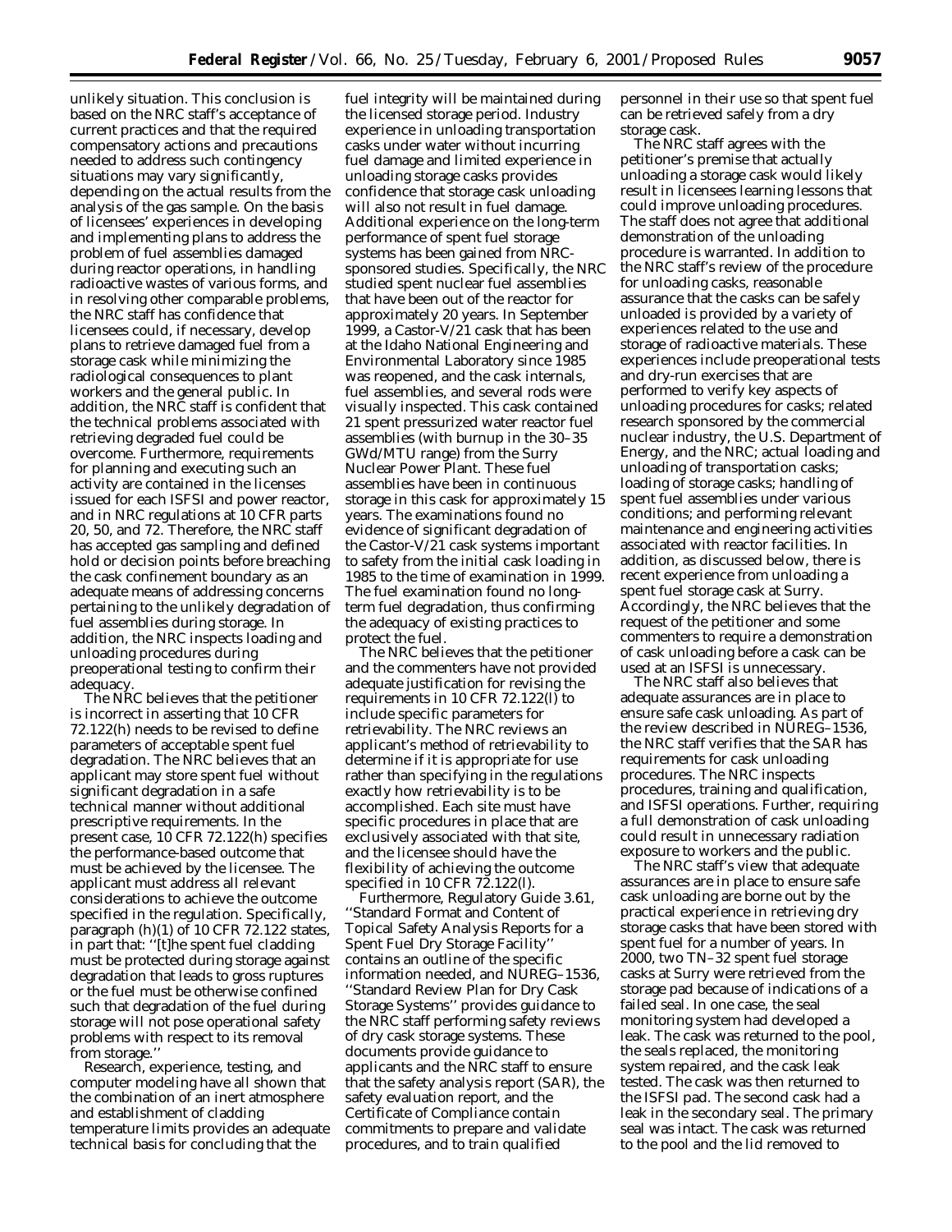unlikely situation. This conclusion is based on the NRC staff's acceptance of current practices and that the required compensatory actions and precautions needed to address such contingency situations may vary significantly, depending on the actual results from the analysis of the gas sample. On the basis of licensees' experiences in developing and implementing plans to address the problem of fuel assemblies damaged during reactor operations, in handling radioactive wastes of various forms, and in resolving other comparable problems, the NRC staff has confidence that licensees could, if necessary, develop plans to retrieve damaged fuel from a storage cask while minimizing the radiological consequences to plant workers and the general public. In addition, the NRC staff is confident that the technical problems associated with retrieving degraded fuel could be overcome. Furthermore, requirements for planning and executing such an activity are contained in the licenses issued for each ISFSI and power reactor, and in NRC regulations at 10 CFR parts 20, 50, and 72. Therefore, the NRC staff has accepted gas sampling and defined hold or decision points before breaching the cask confinement boundary as an adequate means of addressing concerns pertaining to the unlikely degradation of fuel assemblies during storage. In addition, the NRC inspects loading and unloading procedures during preoperational testing to confirm their adequacy.

The NRC believes that the petitioner is incorrect in asserting that 10 CFR 72.122(h) needs to be revised to define parameters of acceptable spent fuel degradation. The NRC believes that an applicant may store spent fuel without significant degradation in a safe technical manner without additional prescriptive requirements. In the present case, 10 CFR 72.122(h) specifies the performance-based outcome that must be achieved by the licensee. The applicant must address all relevant considerations to achieve the outcome specified in the regulation. Specifically, paragraph (h)(1) of 10 CFR 72.122 states, in part that: ''[t]he spent fuel cladding must be protected during storage against degradation that leads to gross ruptures or the fuel must be otherwise confined such that degradation of the fuel during storage will not pose operational safety problems with respect to its removal from storage.''

Research, experience, testing, and computer modeling have all shown that the combination of an inert atmosphere and establishment of cladding temperature limits provides an adequate technical basis for concluding that the fuel integrity will be maintained during the licensed storage period. Industry experience in unloading transportation casks under water without incurring fuel damage and limited experience in unloading storage casks provides confidence that storage cask unloading will also not result in fuel damage. Additional experience on the long-term performance of spent fuel storage systems has been gained from NRC-sponsored studies. Specifically, the NRC studied spent nuclear fuel assemblies that have been out of the reactor for approximately 20 years. In September 1999, a Castor-V/21 cask that has been at the Idaho National Engineering and Environmental Laboratory since 1985 was reopened, and the cask internals, fuel assemblies, and several rods were visually inspected. This cask contained 21 spent pressurized water reactor fuel assemblies (with burnup in the 30–35 GWd/MTU range) from the Surry Nuclear Power Plant. These fuel assemblies have been in continuous storage in this cask for approximately 15 years. The examinations found no evidence of significant degradation of the Castor-V/21 cask systems important to safety from the initial cask loading in 1985 to the time of examination in 1999. The fuel examination found no long-term fuel degradation, thus confirming the adequacy of existing practices to protect the fuel.

The NRC believes that the petitioner and the commenters have not provided adequate justification for revising the requirements in 10 CFR 72.122(l) to include specific parameters for retrievability. The NRC reviews an applicant's method of retrievability to determine if it is appropriate for use rather than specifying in the regulations exactly how retrievability is to be accomplished. Each site must have specific procedures in place that are exclusively associated with that site, and the licensee should have the flexibility of achieving the outcome specified in 10 CFR 72.122(l).

Furthermore, Regulatory Guide 3.61, ''Standard Format and Content of Topical Safety Analysis Reports for a Spent Fuel Dry Storage Facility'' contains an outline of the specific information needed, and NUREG–1536, ''Standard Review Plan for Dry Cask Storage Systems'' provides guidance to the NRC staff performing safety reviews of dry cask storage systems. These documents provide guidance to applicants and the NRC staff to ensure that the safety analysis report (SAR), the safety evaluation report, and the Certificate of Compliance contain commitments to prepare and validate procedures, and to train qualified personnel in their use so that spent fuel can be retrieved safely from a dry storage cask.

The NRC staff agrees with the petitioner's premise that actually unloading a storage cask would likely result in licensees learning lessons that could improve unloading procedures. The staff does not agree that additional demonstration of the unloading procedure is warranted. In addition to the NRC staff's review of the procedure for unloading casks, reasonable assurance that the casks can be safely unloaded is provided by a variety of experiences related to the use and storage of radioactive materials. These experiences include preoperational tests and dry-run exercises that are performed to verify key aspects of unloading procedures for casks; related research sponsored by the commercial nuclear industry, the U.S. Department of Energy, and the NRC; actual loading and unloading of transportation casks; loading of storage casks; handling of spent fuel assemblies under various conditions; and performing relevant maintenance and engineering activities associated with reactor facilities. In addition, as discussed below, there is recent experience from unloading a spent fuel storage cask at Surry. Accordingly, the NRC believes that the request of the petitioner and some commenters to require a demonstration of cask unloading before a cask can be used at an ISFSI is unnecessary.

The NRC staff also believes that adequate assurances are in place to ensure safe cask unloading. As part of the review described in NUREG–1536, the NRC staff verifies that the SAR has requirements for cask unloading procedures. The NRC inspects procedures, training and qualification, and ISFSI operations. Further, requiring a full demonstration of cask unloading could result in unnecessary radiation exposure to workers and the public.

The NRC staff's view that adequate assurances are in place to ensure safe cask unloading are borne out by the practical experience in retrieving dry storage casks that have been stored with spent fuel for a number of years. In 2000, two TN–32 spent fuel storage casks at Surry were retrieved from the storage pad because of indications of a failed seal. In one case, the seal monitoring system had developed a leak. The cask was returned to the pool, the seals replaced, the monitoring system repaired, and the cask leak tested. The cask was then returned to the ISFSI pad. The second cask had a leak in the secondary seal. The primary seal was intact. The cask was returned to the pool and the lid removed to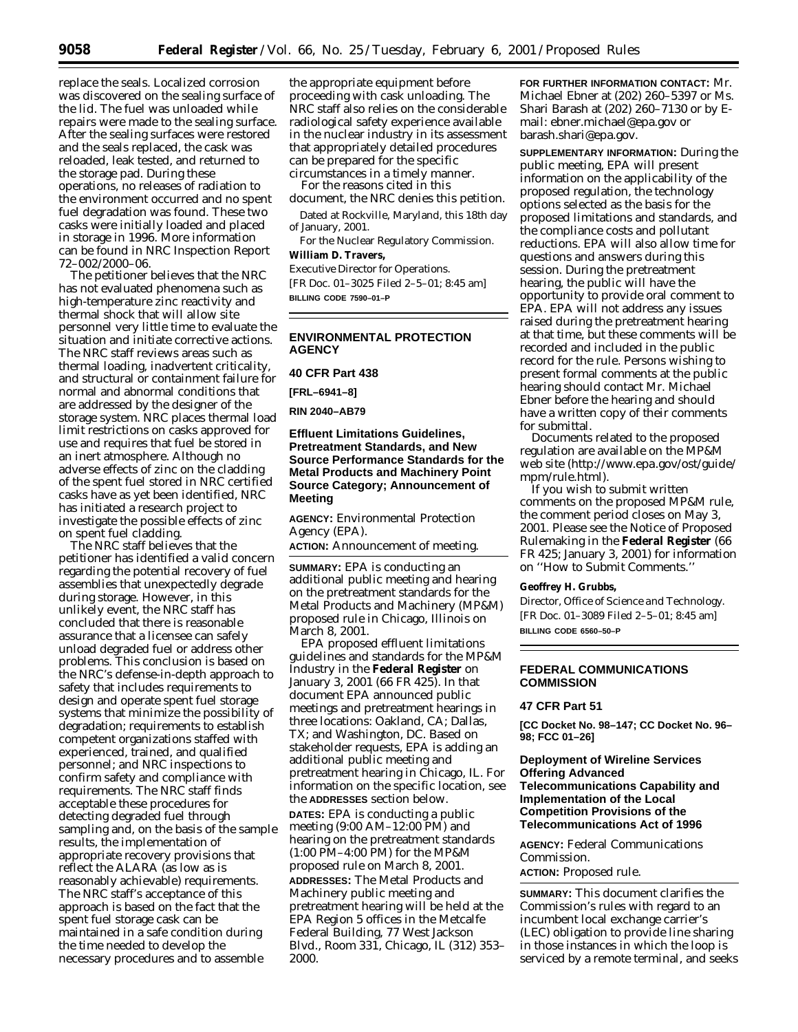replace the seals. Localized corrosion was discovered on the sealing surface of the lid. The fuel was unloaded while repairs were made to the sealing surface. After the sealing surfaces were restored and the seals replaced, the cask was reloaded, leak tested, and returned to the storage pad. During these operations, no releases of radiation to the environment occurred and no spent fuel degradation was found. These two casks were initially loaded and placed in storage in 1996. More information can be found in NRC Inspection Report 72–002/2000–06.

The petitioner believes that the NRC has not evaluated phenomena such as high-temperature zinc reactivity and thermal shock that will allow site personnel very little time to evaluate the situation and initiate corrective actions. The NRC staff reviews areas such as thermal loading, inadvertent criticality, and structural or containment failure for normal and abnormal conditions that are addressed by the designer of the storage system. NRC places thermal load limit restrictions on casks approved for use and requires that fuel be stored in an inert atmosphere. Although no adverse effects of zinc on the cladding of the spent fuel stored in NRC certified casks have as yet been identified, NRC has initiated a research project to investigate the possible effects of zinc on spent fuel cladding.

The NRC staff believes that the petitioner has identified a valid concern regarding the potential recovery of fuel assemblies that unexpectedly degrade during storage. However, in this unlikely event, the NRC staff has concluded that there is reasonable assurance that a licensee can safely unload degraded fuel or address other problems. This conclusion is based on the NRC's defense-in-depth approach to safety that includes requirements to design and operate spent fuel storage systems that minimize the possibility of degradation; requirements to establish competent organizations staffed with experienced, trained, and qualified personnel; and NRC inspections to confirm safety and compliance with requirements. The NRC staff finds acceptable these procedures for detecting degraded fuel through sampling and, on the basis of the sample results, the implementation of appropriate recovery provisions that reflect the ALARA (as low as is reasonably achievable) requirements. The NRC staff's acceptance of this approach is based on the fact that the spent fuel storage cask can be maintained in a safe condition during the time needed to develop the necessary procedures and to assemble the appropriate equipment before proceeding with cask unloading. The NRC staff also relies on the considerable radiological safety experience available in the nuclear industry in its assessment that appropriately detailed procedures can be prepared for the specific circumstances in a timely manner.

For the reasons cited in this document, the NRC denies this petition.

Dated at Rockville, Maryland, this 18th day of January, 2001.

For the Nuclear Regulatory Commission.

**William D. Travers,**

*Executive Director for Operations.*

[FR Doc. 01–3025 Filed 2–5–01; 8:45 am]

**BILLING CODE 7590–01–P**

---

## ENVIRONMENTAL PROTECTION AGENCY

### 40 CFR Part 438

**[FRL–6941–8]**

**RIN 2040–AB79**

### Effluent Limitations Guidelines, Pretreatment Standards, and New Source Performance Standards for the Metal Products and Machinery Point Source Category; Announcement of Meeting

**AGENCY:** Environmental Protection Agency (EPA).

**ACTION:** Announcement of meeting.

**SUMMARY:** EPA is conducting an additional public meeting and hearing on the pretreatment standards for the Metal Products and Machinery (MP&M) proposed rule in Chicago, Illinois on March 8, 2001.

EPA proposed effluent limitations guidelines and standards for the MP&M Industry in the **Federal Register** on January 3, 2001 (66 FR 425). In that document EPA announced public meetings and pretreatment hearings in three locations: Oakland, CA; Dallas, TX; and Washington, DC. Based on stakeholder requests, EPA is adding an additional public meeting and pretreatment hearing in Chicago, IL. For information on the specific location, see the **ADDRESSES** section below.

**DATES:** EPA is conducting a public meeting (9:00 AM–12:00 PM) and hearing on the pretreatment standards (1:00 PM–4:00 PM) for the MP&M proposed rule on March 8, 2001.

**ADDRESSES:** The Metal Products and Machinery public meeting and pretreatment hearing will be held at the EPA Region 5 offices in the Metcalfe Federal Building, 77 West Jackson Blvd., Room 331, Chicago, IL (312) 353–2000.

**FOR FURTHER INFORMATION CONTACT:** Mr. Michael Ebner at (202) 260–5397 or Ms. Shari Barash at (202) 260–7130 or by E-mail: ebner.michael@epa.gov or barash.shari@epa.gov.

**SUPPLEMENTARY INFORMATION:** During the public meeting, EPA will present information on the applicability of the proposed regulation, the technology options selected as the basis for the proposed limitations and standards, and the compliance costs and pollutant reductions. EPA will also allow time for questions and answers during this session. During the pretreatment hearing, the public will have the opportunity to provide oral comment to EPA. EPA will not address any issues raised during the pretreatment hearing at that time, but these comments will be recorded and included in the public record for the rule. Persons wishing to present formal comments at the public hearing should contact Mr. Michael Ebner before the hearing and should have a written copy of their comments for submittal.

Documents related to the proposed regulation are available on the MP&M web site (http://www.epa.gov/ost/guide/mpm/rule.html).

If you wish to submit written comments on the proposed MP&M rule, the comment period closes on May 3, 2001. Please see the Notice of Proposed Rulemaking in the **Federal Register** (66 FR 425; January 3, 2001) for information on ''How to Submit Comments.''

**Geoffrey H. Grubbs,**

*Director, Office of Science and Technology.*

[FR Doc. 01–3089 Filed 2–5–01; 8:45 am]

**BILLING CODE 6560–50–P**

---

## FEDERAL COMMUNICATIONS COMMISSION

### 47 CFR Part 51

**[CC Docket No. 98–147; CC Docket No. 96–98; FCC 01–26]**

### Deployment of Wireline Services Offering Advanced Telecommunications Capability and Implementation of the Local Competition Provisions of the Telecommunications Act of 1996

**AGENCY:** Federal Communications Commission.

**ACTION:** Proposed rule.

**SUMMARY:** This document clarifies the Commission's rules with regard to an incumbent local exchange carrier's (LEC) obligation to provide line sharing in those instances in which the loop is serviced by a remote terminal, and seeks